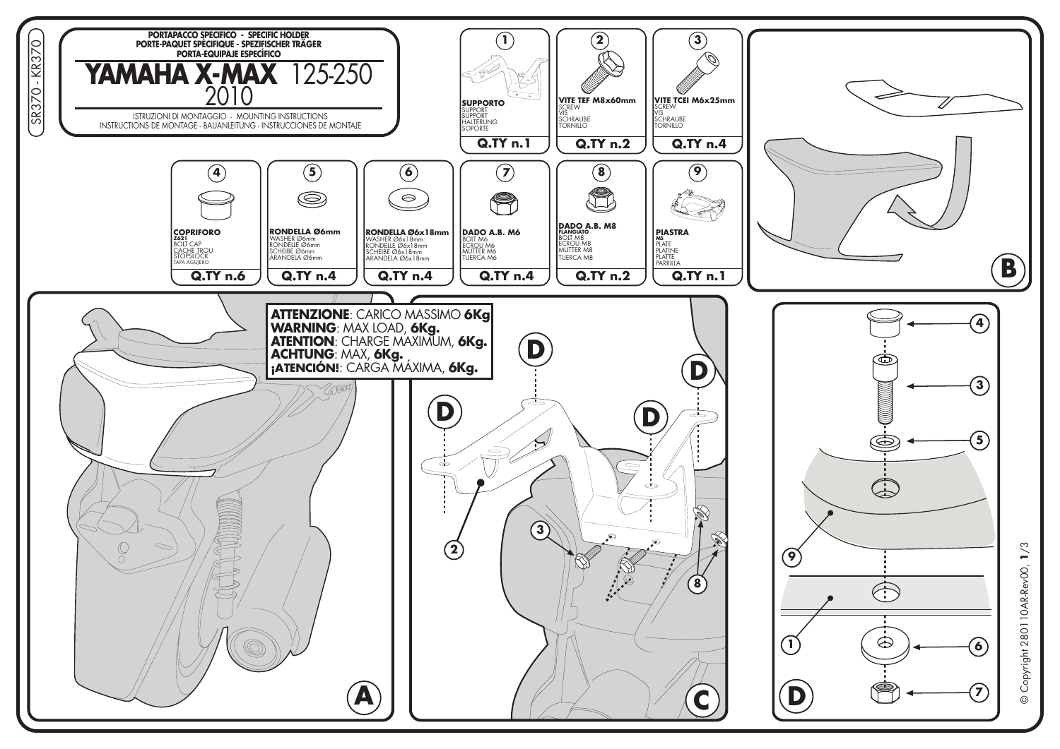SR370 - KR370

**PORTAPACCO SPECIFICO - SPECIFIC HOLDER**
**PORTE-PAQUET SPÉCIFIQUE - SPEZIFISCHER TRÄGER**
**PORTA-EQUIPAJE ESPECÍFICO**

# YAMAHA X-MAX 125-250 2010

ISTRUZIONI DI MONTAGGIO - MOUNTING INSTRUCTIONS
INSTRUCTIONS DE MONTAGE - BAUANLEITUNG - INSTRUCCIONES DE MONTAJE

| N. | Descrizione | Q.TY |
| --- | --- | --- |
| 1 | **SUPPORTO** SUPPORT SUPPORT HALTERUNG SOPORTE | Q.TY n.1 |
| 2 | **VITE TEF M8x60mm** SCREW VIS SCHRAUBE TORNILLO | Q.TY n.2 |
| 3 | **VITE TCEI M6x25mm** SCREW VIS SCHRAUBE TORNILLO | Q.TY n.4 |
| 4 | **COPRIFORO** Z621 BOLT CAP CACHE TROU STOPSLOCK TAPA AGUJERO | Q.TY n.6 |
| 5 | **RONDELLA Ø6mm** WASHER Ø6mm RONDELLE Ø6mm SCHEIBE Ø6mm ARANDELA Ø6mm | Q.TY n.4 |
| 6 | **RONDELLA Ø6x18mm** WASHER Ø6x18mm RONDELLE Ø6x18mm SCHEIBE Ø6x18mm ARANDELA Ø6x18mm | Q.TY n.4 |
| 7 | **DADO A.B. M6** BOLT M6 ECROU M6 MUTTER M6 TUERCA M6 | Q.TY n.4 |
| 8 | **DADO A.B. M8** FLANGIATO BOLT M8 ECROU M8 MUTTER M8 TUERCA M8 | Q.TY n.2 |
| 9 | **PIASTRA** M5 PLATE PLATINE PLATTE PARRILLA | Q.TY n.1 |

**ATTENZIONE**: CARICO MASSIMO **6Kg**
**WARNING**: MAX LOAD, **6Kg.**
**ATENTION**: CHARGE MAXIMUM, **6Kg.**
**ACHTUNG**: MAX, **6Kg.**
**¡ATENCIÓN!**: CARGA MÁXIMA, **6Kg.**

A

B

C

D

© Copyright 280110AR-Rev00, **1**/3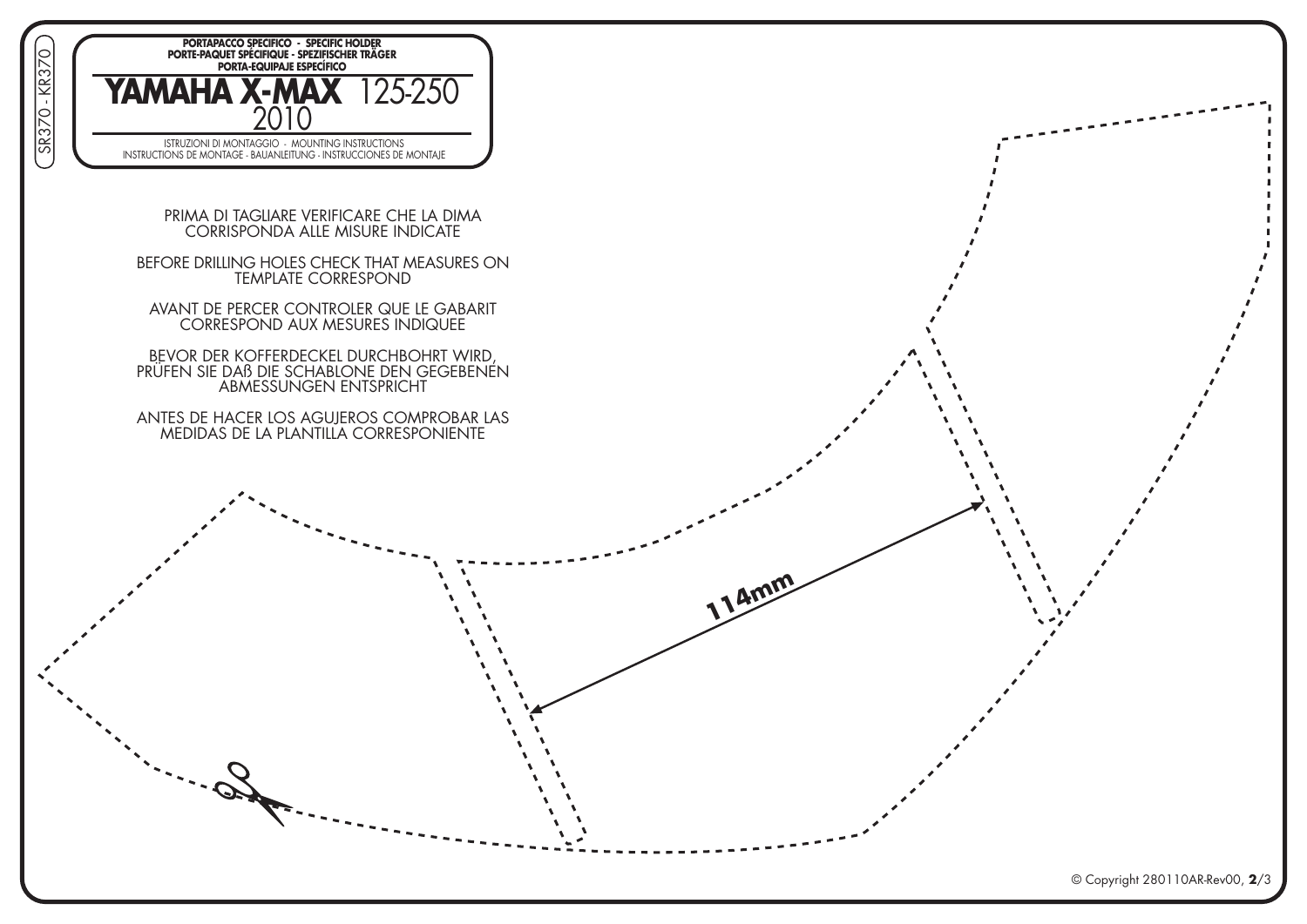SR370 - KR370

PORTAPACCO SPECIFICO - SPECIFIC HOLDER
PORTE-PAQUET SPÉCIFIQUE - SPEZIFISCHER TRÄGER
PORTA-EQUIPAJE ESPECÍFICO

# YAMAHA X-MAX 125-250 2010

ISTRUZIONI DI MONTAGGIO - MOUNTING INSTRUCTIONS
INSTRUCTIONS DE MONTAGE - BAUANLEITUNG - INSTRUCCIONES DE MONTAJE

PRIMA DI TAGLIARE VERIFICARE CHE LA DIMA CORRISPONDA ALLE MISURE INDICATE

BEFORE DRILLING HOLES CHECK THAT MEASURES ON TEMPLATE CORRESPOND

AVANT DE PERCER CONTROLER QUE LE GABARIT CORRESPOND AUX MESURES INDIQUEE

BEVOR DER KOFFERDECKEL DURCHBOHRT WIRD, PRÜFEN SIE DAß DIE SCHABLONE DEN GEGEBENEN ABMESSUNGEN ENTSPRICHT

ANTES DE HACER LOS AGUJEROS COMPROBAR LAS MEDIDAS DE LA PLANTILLA CORRESPONIENTE

114mm

© Copyright 280110AR-Rev00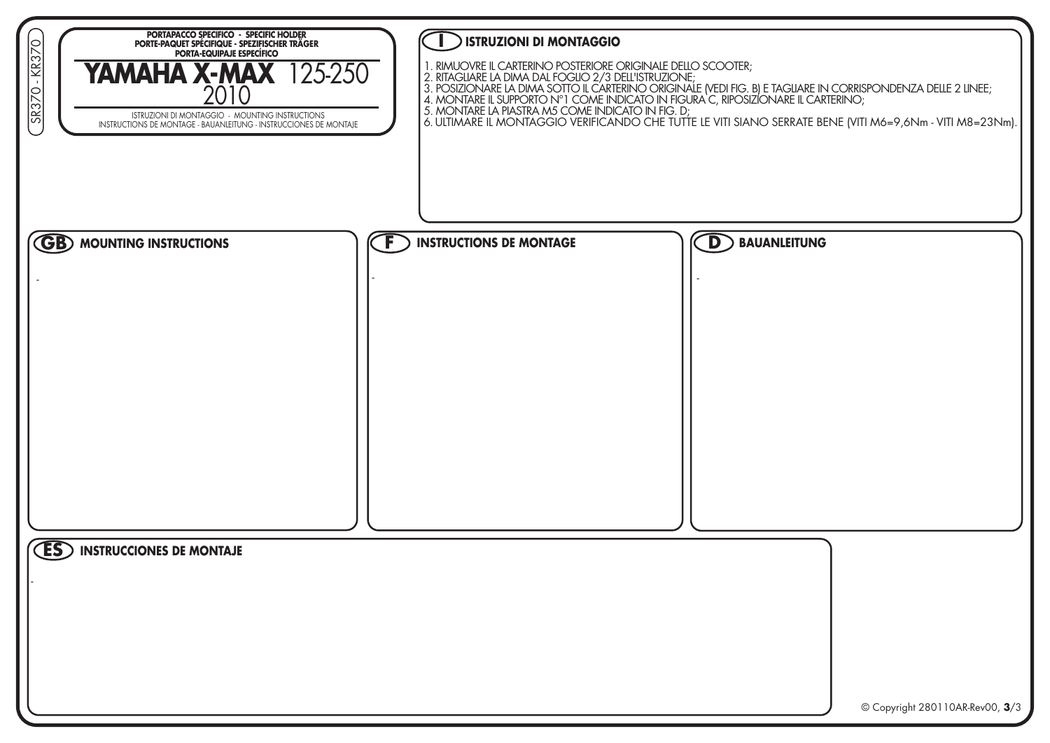SR370 - KR370

**PORTAPACCO SPECIFICO - SPECIFIC HOLDER**
**PORTE-PAQUET SPÉCIFIQUE - SPEZIFISCHER TRÄGER**
**PORTA-EQUIPAJE ESPECÍFICO**

# YAMAHA X-MAX 125-250 2010

ISTRUZIONI DI MONTAGGIO - MOUNTING INSTRUCTIONS
INSTRUCTIONS DE MONTAGE - BAUANLEITUNG - INSTRUCCIONES DE MONTAJE

## I ISTRUZIONI DI MONTAGGIO

1. RIMUOVRE IL CARTERINO POSTERIORE ORIGINALE DELLO SCOOTER;
2. RITAGLIARE LA DIMA DAL FOGLIO 2/3 DELL'ISTRUZIONE;
3. POSIZIONARE LA DIMA SOTTO IL CARTERINO ORIGINALE (VEDI FIG. B) E TAGLIARE IN CORRISPONDENZA DELLE 2 LINEE;
4. MONTARE IL SUPPORTO N°1 COME INDICATO IN FIGURA C, RIPOSIZIONARE IL CARTERINO;
5. MONTARE LA PIASTRA M5 COME INDICATO IN FIG. D;
6. ULTIMARE IL MONTAGGIO VERIFICANDO CHE TUTTE LE VITI SIANO SERRATE BENE (VITI M6=9,6Nm - VITI M8=23Nm).

## GB MOUNTING INSTRUCTIONS

-

## F INSTRUCTIONS DE MONTAGE

-

## D BAUANLEITUNG

-

## ES INSTRUCCIONES DE MONTAJE

-

© Copyright 280110AR-Rev00, **3**/3